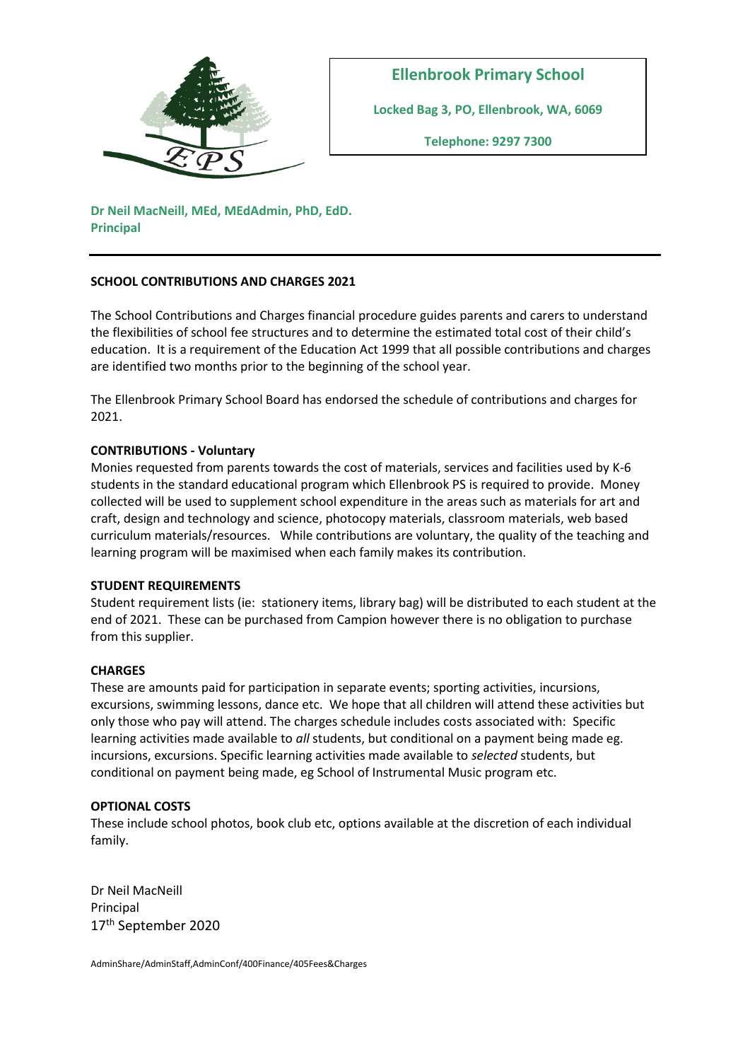**Ellenbrook Primary School**

**Locked Bag 3, PO, Ellenbrook, WA, 6069**

**Telephone: 9297 7300**

**Dr Neil MacNeill, MEd, MEdAdmin, PhD, EdD.**
**Principal**

---

**SCHOOL CONTRIBUTIONS AND CHARGES 2021**

The School Contributions and Charges financial procedure guides parents and carers to understand the flexibilities of school fee structures and to determine the estimated total cost of their child's education. It is a requirement of the Education Act 1999 that all possible contributions and charges are identified two months prior to the beginning of the school year.

The Ellenbrook Primary School Board has endorsed the schedule of contributions and charges for 2021.

**CONTRIBUTIONS - Voluntary**

Monies requested from parents towards the cost of materials, services and facilities used by K-6 students in the standard educational program which Ellenbrook PS is required to provide. Money collected will be used to supplement school expenditure in the areas such as materials for art and craft, design and technology and science, photocopy materials, classroom materials, web based curriculum materials/resources. While contributions are voluntary, the quality of the teaching and learning program will be maximised when each family makes its contribution.

**STUDENT REQUIREMENTS**

Student requirement lists (ie: stationery items, library bag) will be distributed to each student at the end of 2021. These can be purchased from Campion however there is no obligation to purchase from this supplier.

**CHARGES**

These are amounts paid for participation in separate events; sporting activities, incursions, excursions, swimming lessons, dance etc. We hope that all children will attend these activities but only those who pay will attend. The charges schedule includes costs associated with: Specific learning activities made available to *all* students, but conditional on a payment being made eg. incursions, excursions. Specific learning activities made available to *selected* students, but conditional on payment being made, eg School of Instrumental Music program etc.

**OPTIONAL COSTS**

These include school photos, book club etc, options available at the discretion of each individual family.

Dr Neil MacNeill
Principal
17th September 2020

AdminShare/AdminStaff,AdminConf/400Finance/405Fees&Charges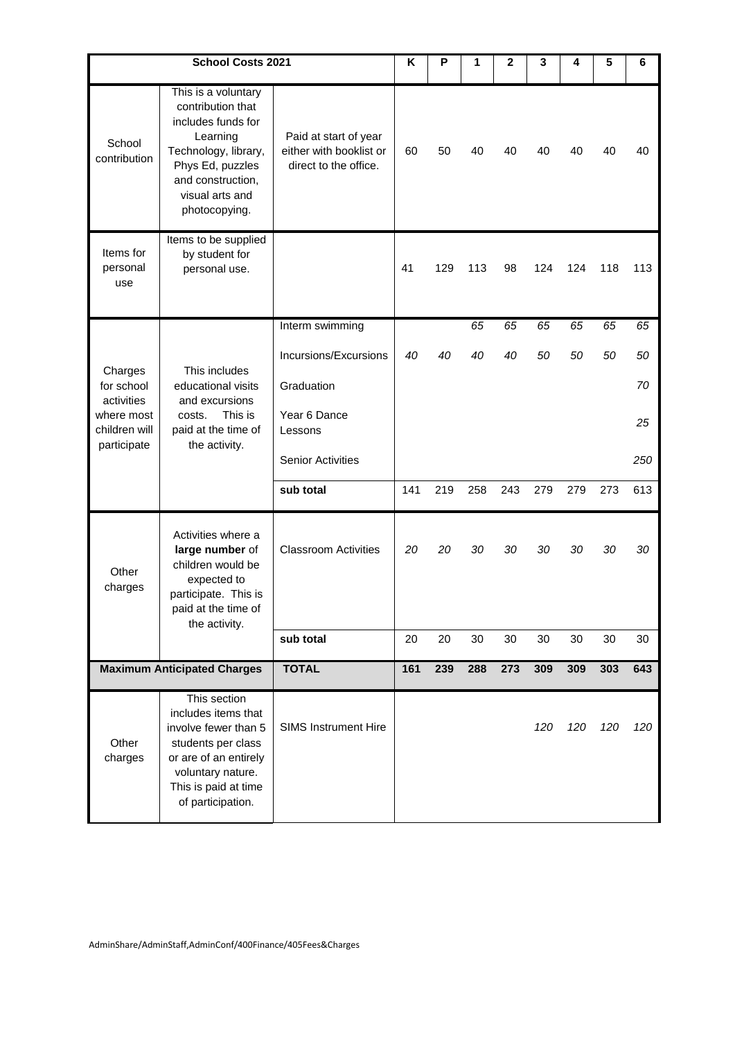| School Costs 2021 | | | K | P | 1 | 2 | 3 | 4 | 5 | 6 |
|---|---|---|---|---|---|---|---|---|---|---|
| School contribution | This is a voluntary contribution that includes funds for Learning Technology, library, Phys Ed, puzzles and construction, visual arts and photocopying. | Paid at start of year either with booklist or direct to the office. | 60 | 50 | 40 | 40 | 40 | 40 | 40 | 40 |
| Items for personal use | Items to be supplied by student for personal use. | | 41 | 129 | 113 | 98 | 124 | 124 | 118 | 113 |
| Charges for school activities where most children will participate | This includes educational visits and excursions costs. This is paid at the time of the activity. | Interm swimming | | | *65* | *65* | *65* | *65* | *65* | *65* |
| | | Incursions/Excursions | *40* | *40* | *40* | *40* | *50* | *50* | *50* | *50* |
| | | Graduation | | | | | | | | *70* |
| | | Year 6 Dance Lessons | | | | | | | | *25* |
| | | Senior Activities | | | | | | | | *250* |
| | | sub total | 141 | 219 | 258 | 243 | 279 | 279 | 273 | 613 |
| Other charges | Activities where a **large number** of children would be expected to participate. This is paid at the time of the activity. | Classroom Activities | *20* | *20* | *30* | *30* | *30* | *30* | *30* | *30* |
| | | sub total | 20 | 20 | 30 | 30 | 30 | 30 | 30 | 30 |
| **Maximum Anticipated Charges** | | **TOTAL** | **161** | **239** | **288** | **273** | **309** | **309** | **303** | **643** |
| Other charges | This section includes items that involve fewer than 5 students per class or are of an entirely voluntary nature. This is paid at time of participation. | SIMS Instrument Hire | | | | | *120* | *120* | *120* | *120* |

AdminShare/AdminStaff,AdminConf/400Finance/405Fees&Charges